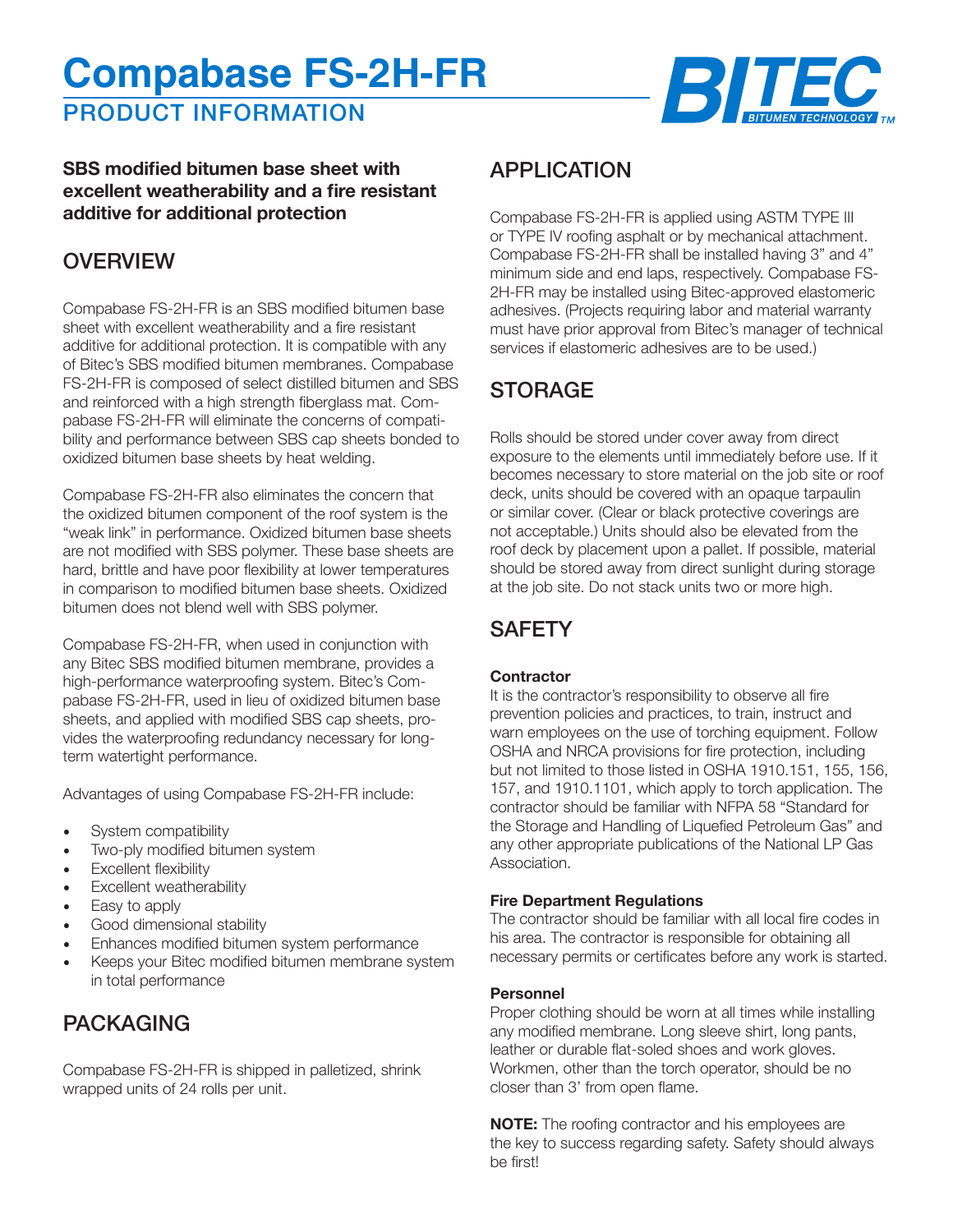# Compabase FS-2H-FR

## PRODUCT INFORMATION

BITEC BITUMEN TECHNOLOGY™

**SBS modified bitumen base sheet with excellent weatherability and a fire resistant additive for additional protection**

## OVERVIEW

Compabase FS-2H-FR is an SBS modified bitumen base sheet with excellent weatherability and a fire resistant additive for additional protection. It is compatible with any of Bitec's SBS modified bitumen membranes. Compabase FS-2H-FR is composed of select distilled bitumen and SBS and reinforced with a high strength fiberglass mat. Compabase FS-2H-FR will eliminate the concerns of compatibility and performance between SBS cap sheets bonded to oxidized bitumen base sheets by heat welding.

Compabase FS-2H-FR also eliminates the concern that the oxidized bitumen component of the roof system is the "weak link" in performance. Oxidized bitumen base sheets are not modified with SBS polymer. These base sheets are hard, brittle and have poor flexibility at lower temperatures in comparison to modified bitumen base sheets. Oxidized bitumen does not blend well with SBS polymer.

Compabase FS-2H-FR, when used in conjunction with any Bitec SBS modified bitumen membrane, provides a high-performance waterproofing system. Bitec's Compabase FS-2H-FR, used in lieu of oxidized bitumen base sheets, and applied with modified SBS cap sheets, provides the waterproofing redundancy necessary for long-term watertight performance.

Advantages of using Compabase FS-2H-FR include:

- System compatibility
- Two-ply modified bitumen system
- Excellent flexibility
- Excellent weatherability
- Easy to apply
- Good dimensional stability
- Enhances modified bitumen system performance
- Keeps your Bitec modified bitumen membrane system in total performance

## PACKAGING

Compabase FS-2H-FR is shipped in palletized, shrink wrapped units of 24 rolls per unit.

## APPLICATION

Compabase FS-2H-FR is applied using ASTM TYPE III or TYPE IV roofing asphalt or by mechanical attachment. Compabase FS-2H-FR shall be installed having 3" and 4" minimum side and end laps, respectively. Compabase FS-2H-FR may be installed using Bitec-approved elastomeric adhesives. (Projects requiring labor and material warranty must have prior approval from Bitec's manager of technical services if elastomeric adhesives are to be used.)

## STORAGE

Rolls should be stored under cover away from direct exposure to the elements until immediately before use. If it becomes necessary to store material on the job site or roof deck, units should be covered with an opaque tarpaulin or similar cover. (Clear or black protective coverings are not acceptable.) Units should also be elevated from the roof deck by placement upon a pallet. If possible, material should be stored away from direct sunlight during storage at the job site. Do not stack units two or more high.

## SAFETY

**Contractor**
It is the contractor's responsibility to observe all fire prevention policies and practices, to train, instruct and warn employees on the use of torching equipment. Follow OSHA and NRCA provisions for fire protection, including but not limited to those listed in OSHA 1910.151, 155, 156, 157, and 1910.1101, which apply to torch application. The contractor should be familiar with NFPA 58 "Standard for the Storage and Handling of Liquefied Petroleum Gas" and any other appropriate publications of the National LP Gas Association.

**Fire Department Regulations**
The contractor should be familiar with all local fire codes in his area. The contractor is responsible for obtaining all necessary permits or certificates before any work is started.

**Personnel**
Proper clothing should be worn at all times while installing any modified membrane. Long sleeve shirt, long pants, leather or durable flat-soled shoes and work gloves. Workmen, other than the torch operator, should be no closer than 3' from open flame.

**NOTE:** The roofing contractor and his employees are the key to success regarding safety. Safety should always be first!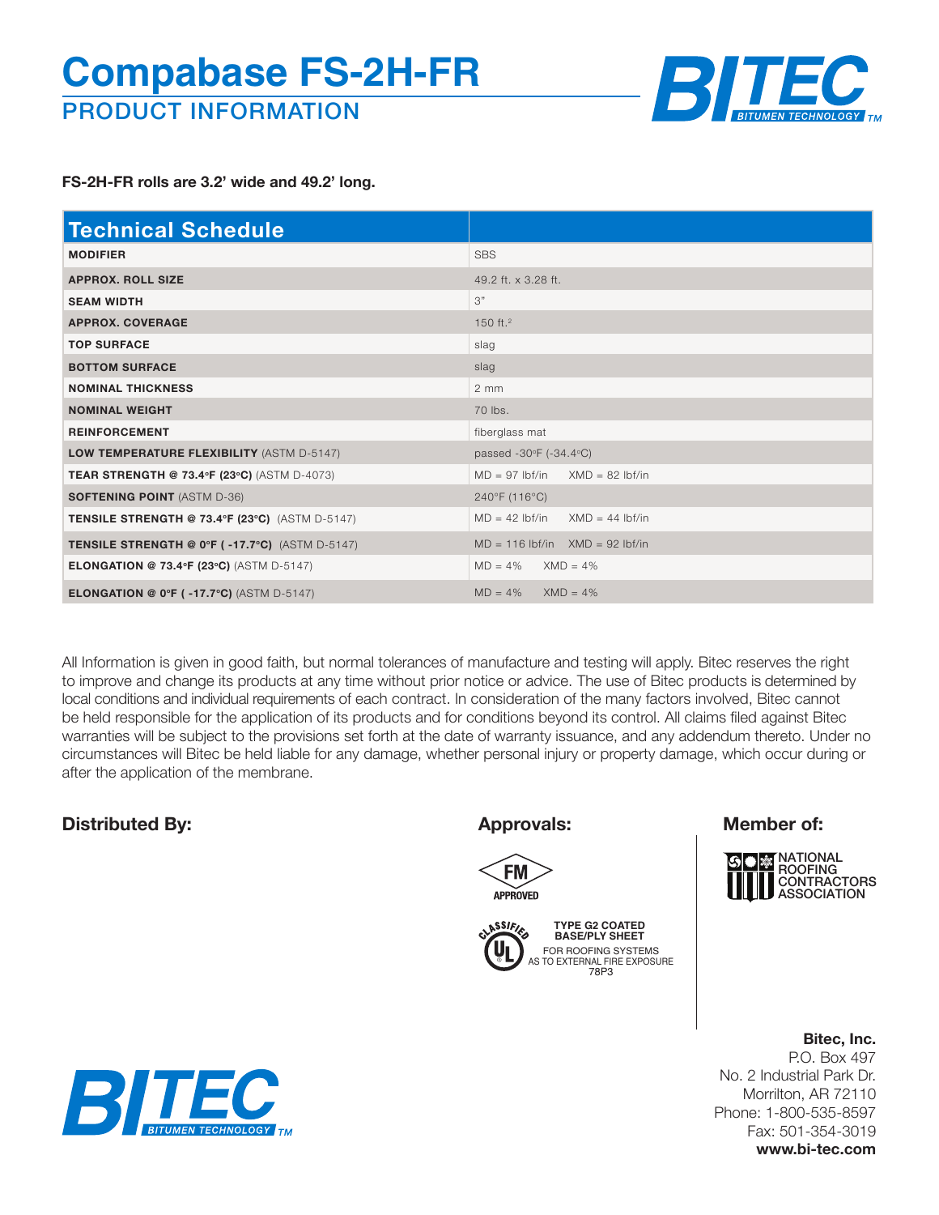# Compabase FS-2H-FR

## PRODUCT INFORMATION

**FS-2H-FR rolls are 3.2' wide and 49.2' long.**

| Technical Schedule | |
|---|---|
| **MODIFIER** | SBS |
| **APPROX. ROLL SIZE** | 49.2 ft. x 3.28 ft. |
| **SEAM WIDTH** | 3" |
| **APPROX. COVERAGE** | 150 ft.² |
| **TOP SURFACE** | slag |
| **BOTTOM SURFACE** | slag |
| **NOMINAL THICKNESS** | 2 mm |
| **NOMINAL WEIGHT** | 70 lbs. |
| **REINFORCEMENT** | fiberglass mat |
| **LOW TEMPERATURE FLEXIBILITY** (ASTM D-5147) | passed -30°F (-34.4°C) |
| **TEAR STRENGTH @ 73.4°F (23°C)** (ASTM D-4073) | MD = 97 lbf/in XMD = 82 lbf/in |
| **SOFTENING POINT** (ASTM D-36) | 240°F (116°C) |
| **TENSILE STRENGTH @ 73.4°F (23°C)** (ASTM D-5147) | MD = 42 lbf/in XMD = 44 lbf/in |
| **TENSILE STRENGTH @ 0°F ( -17.7°C)** (ASTM D-5147) | MD = 116 lbf/in XMD = 92 lbf/in |
| **ELONGATION @ 73.4°F (23°C)** (ASTM D-5147) | MD = 4% XMD = 4% |
| **ELONGATION @ 0°F ( -17.7°C)** (ASTM D-5147) | MD = 4% XMD = 4% |

All Information is given in good faith, but normal tolerances of manufacture and testing will apply. Bitec reserves the right to improve and change its products at any time without prior notice or advice. The use of Bitec products is determined by local conditions and individual requirements of each contract. In consideration of the many factors involved, Bitec cannot be held responsible for the application of its products and for conditions beyond its control. All claims filed against Bitec warranties will be subject to the provisions set forth at the date of warranty issuance, and any addendum thereto. Under no circumstances will Bitec be held liable for any damage, whether personal injury or property damage, which occur during or after the application of the membrane.

**Distributed By:**

**Approvals:**

FM APPROVED

CLASSIFIED UL — TYPE G2 COATED BASE/PLY SHEET FOR ROOFING SYSTEMS AS TO EXTERNAL FIRE EXPOSURE 78P3

**Member of:**

NATIONAL ROOFING CONTRACTORS ASSOCIATION

**Bitec, Inc.**
P.O. Box 497
No. 2 Industrial Park Dr.
Morrilton, AR 72110
Phone: 1-800-535-8597
Fax: 501-354-3019
**www.bi-tec.com**